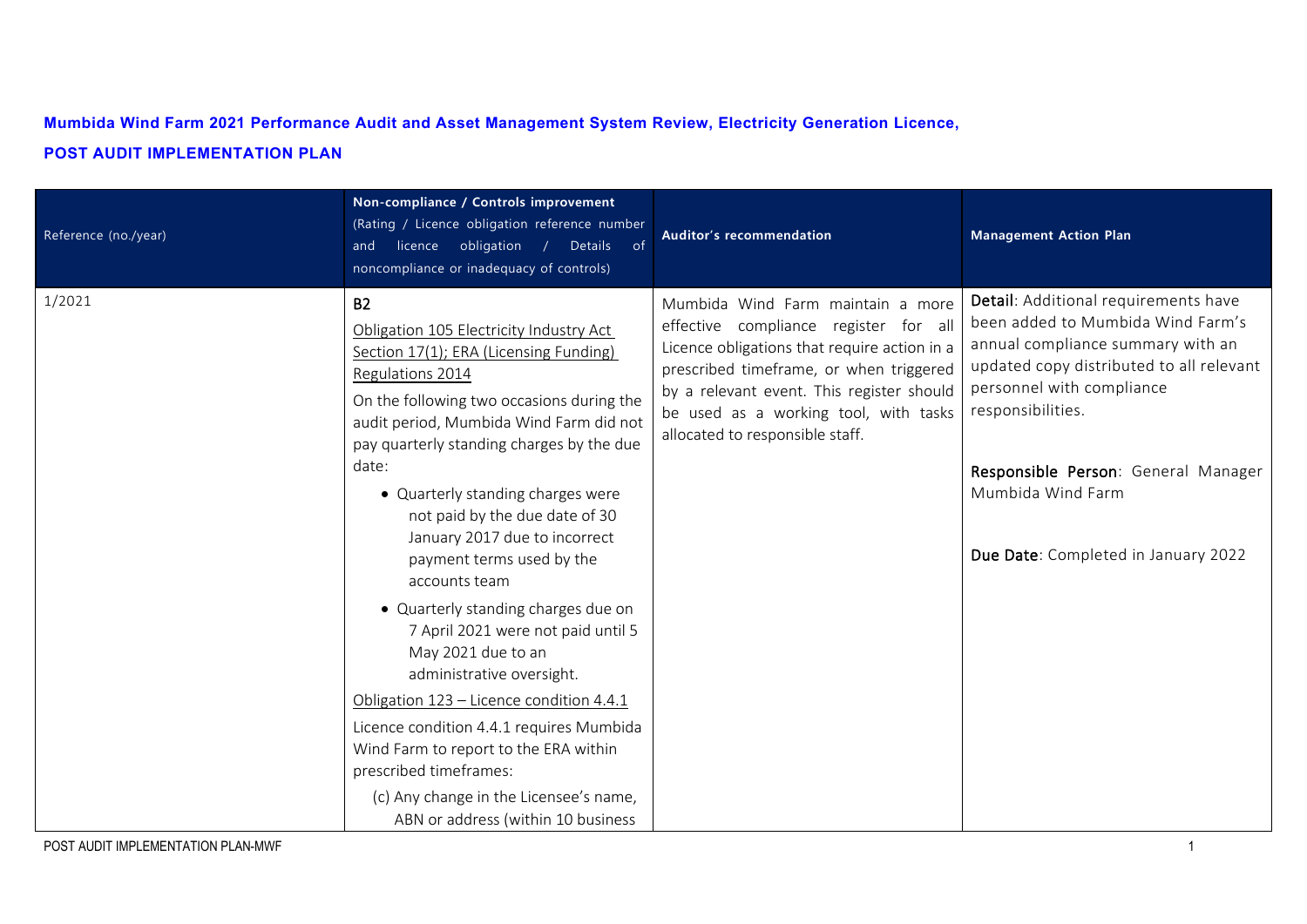**Mumbida Wind Farm 2021 Performance Audit and Asset Management System Review, Electricity Generation Licence,**

**POST AUDIT IMPLEMENTATION PLAN**

| Reference (no./year) | **Non-compliance / Controls improvement** (Rating / Licence obligation reference number and licence obligation / Details of noncompliance or inadequacy of controls) | **Auditor's recommendation** | **Management Action Plan** |
|---|---|---|---|
| 1/2021 | **B2**<br><br>Obligation 105 Electricity Industry Act Section 17(1); ERA (Licensing Funding) Regulations 2014<br><br>On the following two occasions during the audit period, Mumbida Wind Farm did not pay quarterly standing charges by the due date:<br><br>• Quarterly standing charges were not paid by the due date of 30 January 2017 due to incorrect payment terms used by the accounts team<br><br>• Quarterly standing charges due on 7 April 2021 were not paid until 5 May 2021 due to an administrative oversight.<br><br>Obligation 123 – Licence condition 4.4.1<br><br>Licence condition 4.4.1 requires Mumbida Wind Farm to report to the ERA within prescribed timeframes:<br><br>(c) Any change in the Licensee's name, ABN or address (within 10 business | Mumbida Wind Farm maintain a more effective compliance register for all Licence obligations that require action in a prescribed timeframe, or when triggered by a relevant event. This register should be used as a working tool, with tasks allocated to responsible staff. | **Detail**: Additional requirements have been added to Mumbida Wind Farm's annual compliance summary with an updated copy distributed to all relevant personnel with compliance responsibilities.<br><br>**Responsible Person**: General Manager Mumbida Wind Farm<br><br>**Due Date**: Completed in January 2022 |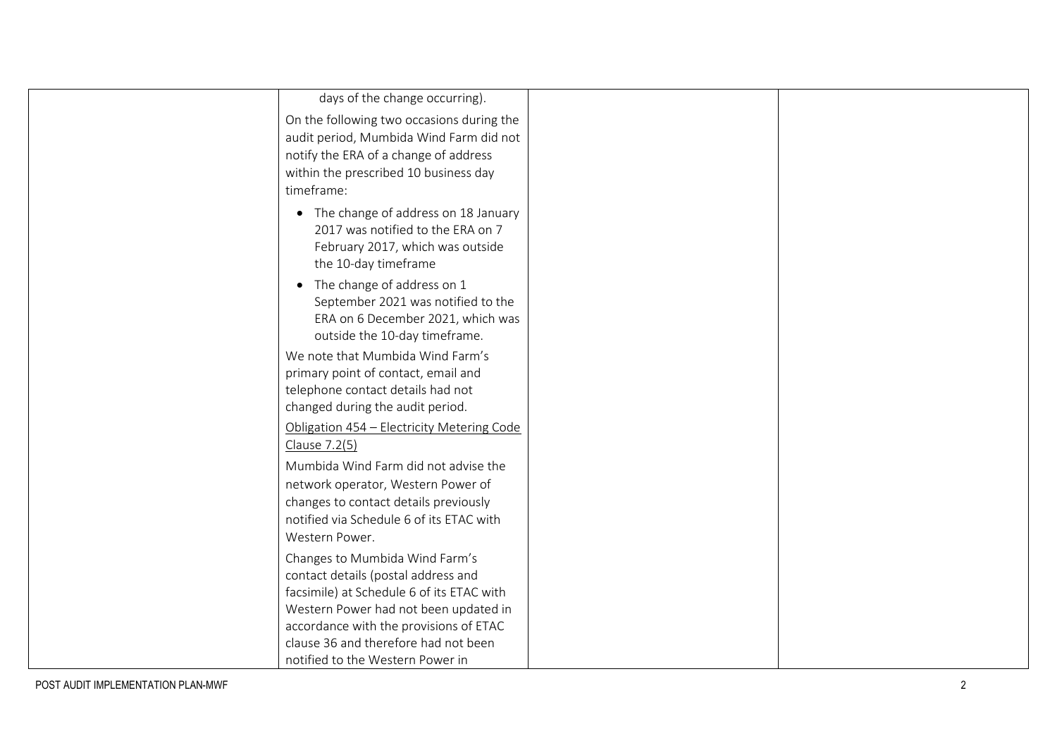| | | | |
|---|---|---|---|
| | days of the change occurring).<br><br>On the following two occasions during the audit period, Mumbida Wind Farm did not notify the ERA of a change of address within the prescribed 10 business day timeframe:<br><br>• The change of address on 18 January 2017 was notified to the ERA on 7 February 2017, which was outside the 10-day timeframe<br>• The change of address on 1 September 2021 was notified to the ERA on 6 December 2021, which was outside the 10-day timeframe.<br><br>We note that Mumbida Wind Farm's primary point of contact, email and telephone contact details had not changed during the audit period.<br><br><u>Obligation 454 – Electricity Metering Code Clause 7.2(5)</u><br><br>Mumbida Wind Farm did not advise the network operator, Western Power of changes to contact details previously notified via Schedule 6 of its ETAC with Western Power.<br><br>Changes to Mumbida Wind Farm's contact details (postal address and facsimile) at Schedule 6 of its ETAC with Western Power had not been updated in accordance with the provisions of ETAC clause 36 and therefore had not been notified to the Western Power in | | |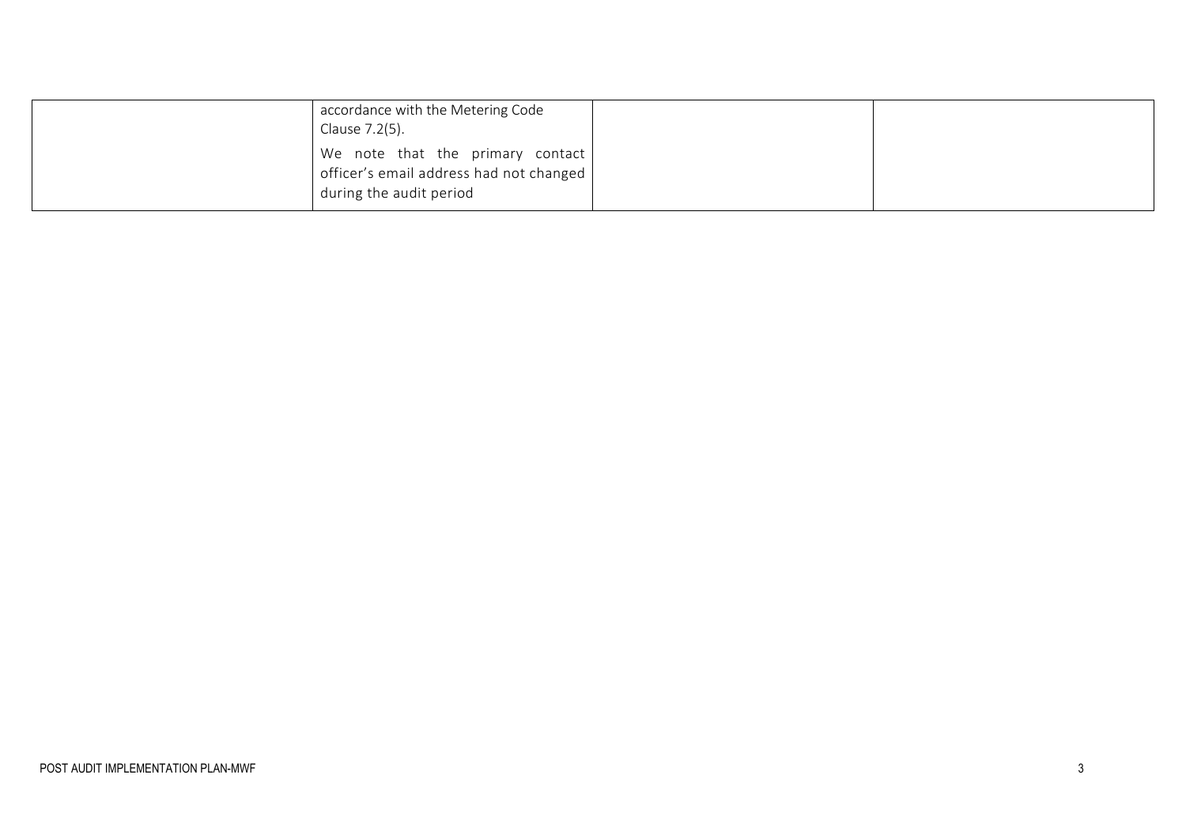| | | | |
|---|---|---|---|
| | accordance with the Metering Code Clause 7.2(5). We note that the primary contact officer's email address had not changed during the audit period | | |